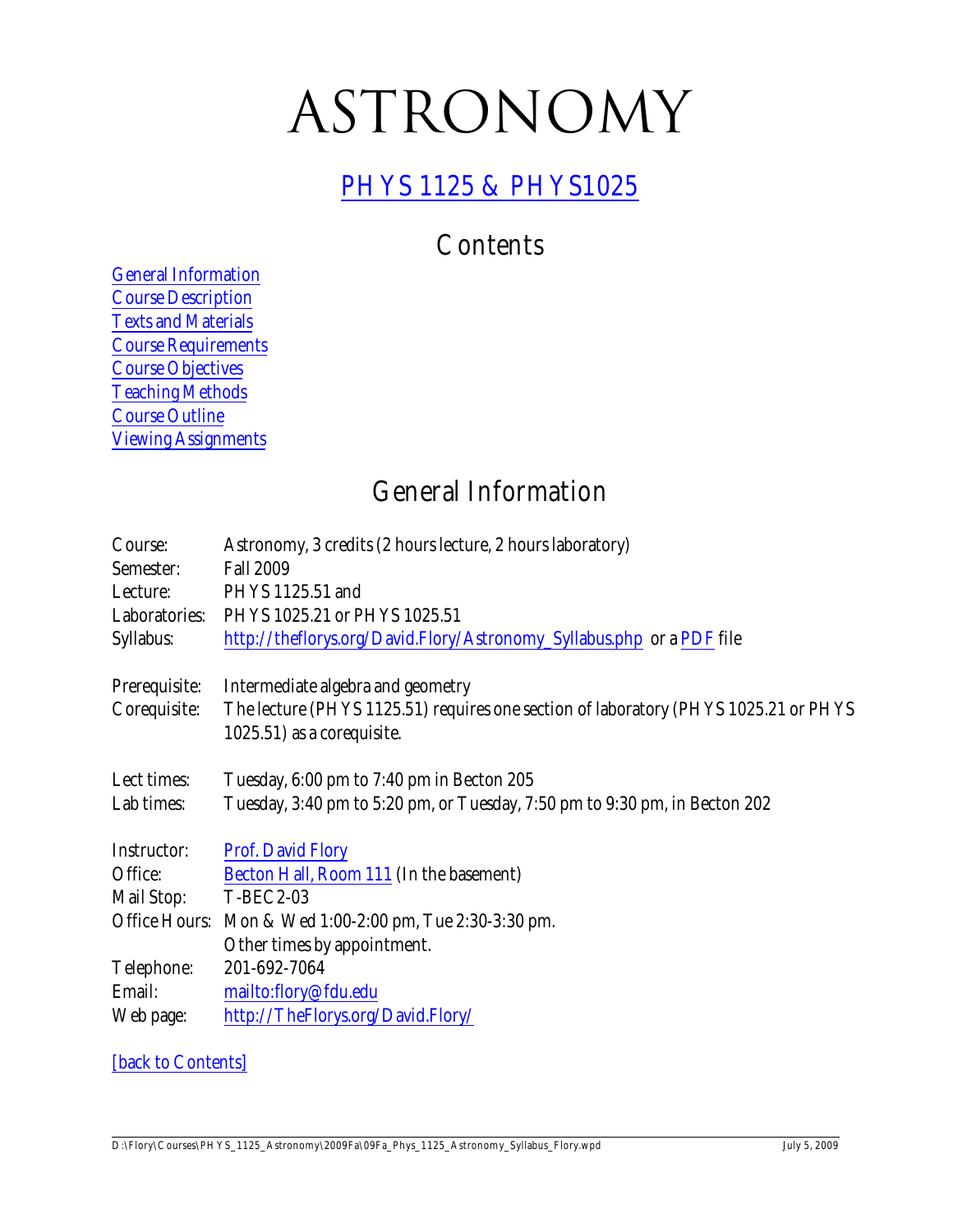# ASTRONOMY

## [PHYS 1125 & PHYS1025]

## Contents

[General Information]
[Course Description]
[Texts and Materials]
[Course Requirements]
[Course Objectives]
[Teaching Methods]
[Course Outline]
[Viewing Assignments]

## General Information

| | |
|---|---|
| Course: | Astronomy, 3 credits (2 hours lecture, 2 hours laboratory) |
| Semester: | Fall 2009 |
| Lecture: | PHYS 1125.51 and |
| Laboratories: | PHYS 1025.21 or PHYS 1025.51 |
| Syllabus: | http://theflorys.org/David.Flory/Astronomy_Syllabus.php or a PDF file |
| Prerequisite: | Intermediate algebra and geometry |
| Corequisite: | The lecture (PHYS 1125.51) requires one section of laboratory (PHYS 1025.21 or PHYS 1025.51) as a corequisite. |
| Lect times: | Tuesday, 6:00 pm to 7:40 pm in Becton 205 |
| Lab times: | Tuesday, 3:40 pm to 5:20 pm, or Tuesday, 7:50 pm to 9:30 pm, in Becton 202 |
| Instructor: | Prof. David Flory |
| Office: | Becton Hall, Room 111 (In the basement) |
| Mail Stop: | T-BEC2-03 |
| Office Hours: | Mon & Wed 1:00-2:00 pm, Tue 2:30-3:30 pm. Other times by appointment. |
| Telephone: | 201-692-7064 |
| Email: | mailto:flory@fdu.edu |
| Web page: | http://TheFlorys.org/David.Flory/ |

[back to Contents]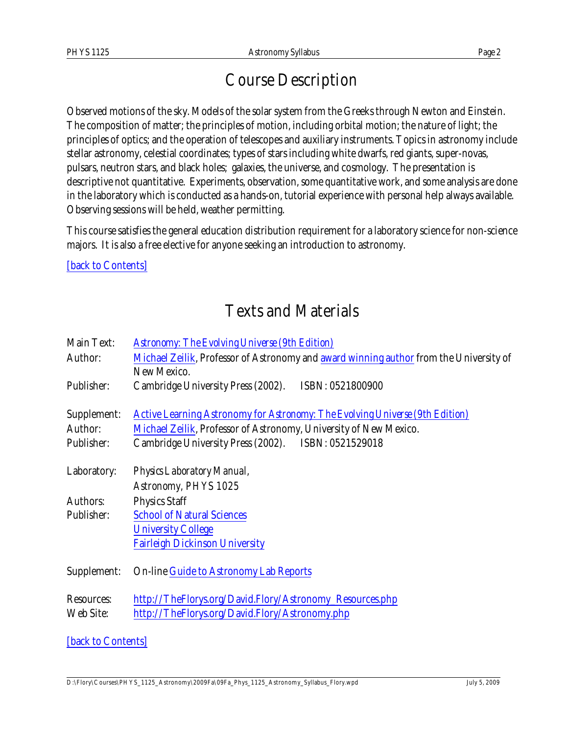# Course Description

Observed motions of the sky. Models of the solar system from the Greeks through Newton and Einstein. The composition of matter; the principles of motion, including orbital motion; the nature of light; the principles of optics; and the operation of telescopes and auxiliary instruments. Topics in astronomy include stellar astronomy, celestial coordinates; types of stars including white dwarfs, red giants, super-novas, pulsars, neutron stars, and black holes; galaxies, the universe, and cosmology. The presentation is descriptive not quantitative. Experiments, observation, some quantitative work, and some analysis are done in the laboratory which is conducted as a hands-on, tutorial experience with personal help always available. Observing sessions will be held, weather permitting.

This course satisfies the general education distribution requirement for a laboratory science for non-science majors. It is also a free elective for anyone seeking an introduction to astronomy.

[back to Contents]

# Texts and Materials

| | |
|---|---|
| Main Text: | Astronomy: The Evolving Universe (9th Edition) |
| Author: | Michael Zeilik, Professor of Astronomy and award winning author from the University of New Mexico. |
| Publisher: | Cambridge University Press (2002). ISBN: 0521800900 |
| | |
| Supplement: | Active Learning Astronomy for Astronomy: The Evolving Universe (9th Edition) |
| Author: | Michael Zeilik, Professor of Astronomy, University of New Mexico. |
| Publisher: | Cambridge University Press (2002). ISBN: 0521529018 |
| | |
| Laboratory: | Physics Laboratory Manual, Astronomy, PHYS 1025 |
| Authors: | Physics Staff |
| Publisher: | School of Natural Sciences<br>University College<br>Fairleigh Dickinson University |
| | |
| Supplement: | On-line Guide to Astronomy Lab Reports |
| | |
| Resources: | http://TheFlorys.org/David.Flory/Astronomy_Resources.php |
| Web Site: | http://TheFlorys.org/David.Flory/Astronomy.php |

[back to Contents]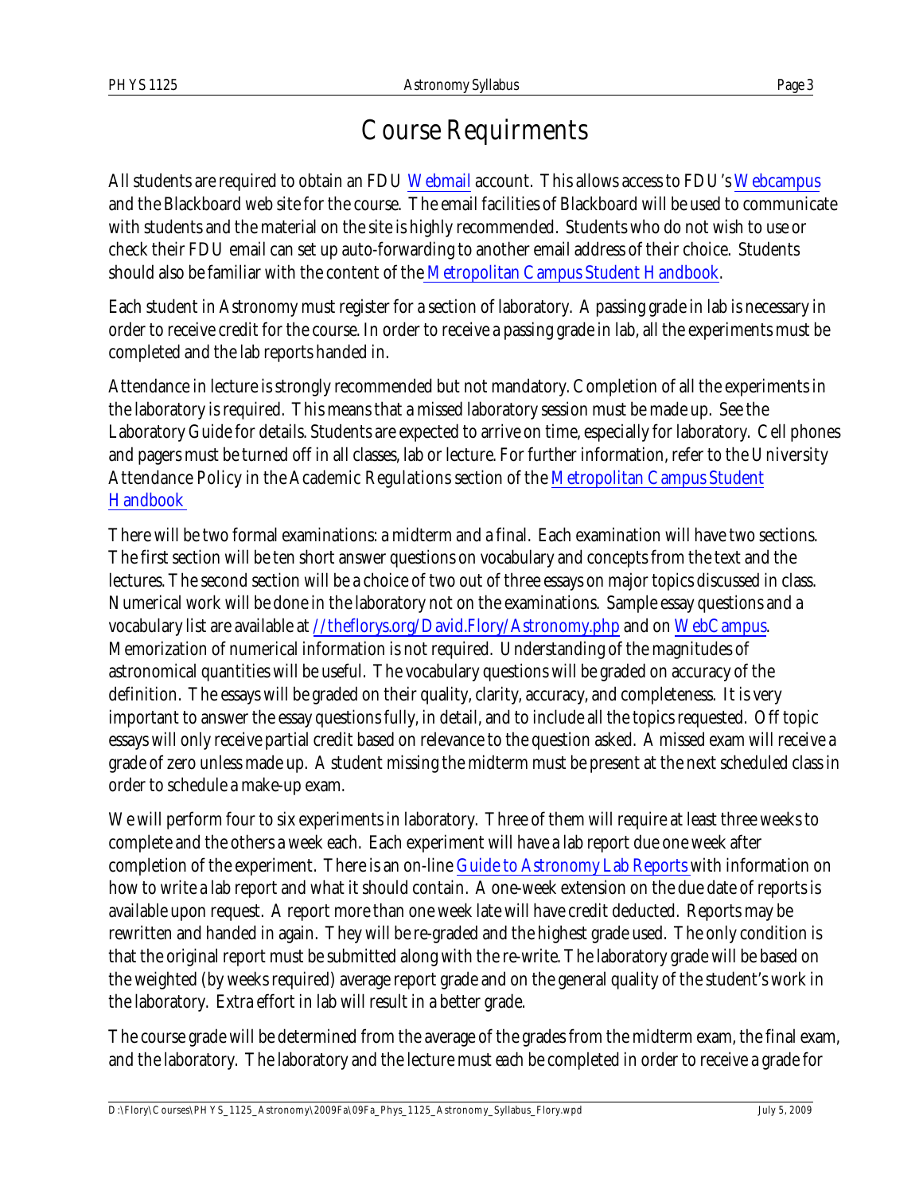# Course Requirments

All students are required to obtain an FDU Webmail account. This allows access to FDU's Webcampus and the Blackboard web site for the course. The email facilities of Blackboard will be used to communicate with students and the material on the site is highly recommended. Students who do not wish to use or check their FDU email can set up auto-forwarding to another email address of their choice. Students should also be familiar with the content of the Metropolitan Campus Student Handbook.

Each student in Astronomy must register for a section of laboratory. A passing grade in lab is necessary in order to receive credit for the course. In order to receive a passing grade in lab, all the experiments must be completed and the lab reports handed in.

Attendance in lecture is strongly recommended but not mandatory. Completion of all the experiments in the laboratory is required. This means that a missed laboratory session must be made up. See the Laboratory Guide for details. Students are expected to arrive on time, especially for laboratory. Cell phones and pagers must be turned off in all classes, lab or lecture. For further information, refer to the University Attendance Policy in the Academic Regulations section of the Metropolitan Campus Student Handbook

There will be two formal examinations: a midterm and a final. Each examination will have two sections. The first section will be ten short answer questions on vocabulary and concepts from the text and the lectures. The second section will be a choice of two out of three essays on major topics discussed in class. Numerical work will be done in the laboratory not on the examinations. Sample essay questions and a vocabulary list are available at //theflorys.org/David.Flory/Astronomy.php and on WebCampus. Memorization of numerical information is not required. Understanding of the magnitudes of astronomical quantities will be useful. The vocabulary questions will be graded on accuracy of the definition. The essays will be graded on their quality, clarity, accuracy, and completeness. It is very important to answer the essay questions fully, in detail, and to include all the topics requested. Off topic essays will only receive partial credit based on relevance to the question asked. A missed exam will receive a grade of zero unless made up. A student missing the midterm must be present at the next scheduled class in order to schedule a make-up exam.

We will perform four to six experiments in laboratory. Three of them will require at least three weeks to complete and the others a week each. Each experiment will have a lab report due one week after completion of the experiment. There is an on-line Guide to Astronomy Lab Reports with information on how to write a lab report and what it should contain. A one-week extension on the due date of reports is available upon request. A report more than one week late will have credit deducted. Reports may be rewritten and handed in again. They will be re-graded and the highest grade used. The only condition is that the original report must be submitted along with the re-write. The laboratory grade will be based on the weighted (by weeks required) average report grade and on the general quality of the student's work in the laboratory. Extra effort in lab will result in a better grade.

The course grade will be determined from the average of the grades from the midterm exam, the final exam, and the laboratory. The laboratory and the lecture must each be completed in order to receive a grade for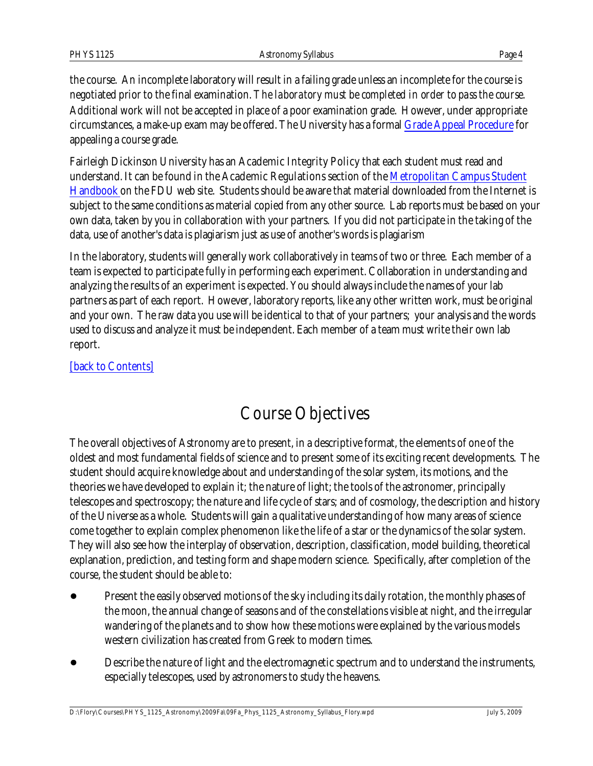the course. An incomplete laboratory will result in a failing grade unless an incomplete for the course is negotiated prior to the final examination. *The laboratory must be completed in order to pass the course.* Additional work will not be accepted in place of a poor examination grade. However, under appropriate circumstances, a make-up exam may be offered. The University has a formal Grade Appeal Procedure for appealing a course grade.

Fairleigh Dickinson University has an Academic Integrity Policy that each student must read and understand. It can be found in the Academic Regulations section of the Metropolitan Campus Student Handbook on the FDU web site. Students should be aware that material downloaded from the Internet is subject to the same conditions as material copied from any other source. Lab reports must be based on your own data, taken by you in collaboration with your partners. If you did not participate in the taking of the data, use of another's data is plagiarism just as use of another's words is plagiarism

In the laboratory, students will generally work collaboratively in teams of two or three. Each member of a team is expected to participate fully in performing each experiment. Collaboration in understanding and analyzing the results of an experiment is expected. You should always include the names of your lab partners as part of each report. However, laboratory reports, like any other written work, must be original and your own. The raw data you use will be identical to that of your partners; your analysis and the words used to discuss and analyze it must be independent. Each member of a team must write their own lab report.

[back to Contents]

# Course Objectives

The overall objectives of Astronomy are to present, in a descriptive format, the elements of one of the oldest and most fundamental fields of science and to present some of its exciting recent developments. The student should acquire knowledge about and understanding of the solar system, its motions, and the theories we have developed to explain it; the nature of light; the tools of the astronomer, principally telescopes and spectroscopy; the nature and life cycle of stars; and of cosmology, the description and history of the Universe as a whole. Students will gain a qualitative understanding of how many areas of science come together to explain complex phenomenon like the life of a star or the dynamics of the solar system. They will also see how the interplay of observation, description, classification, model building, theoretical explanation, prediction, and testing form and shape modern science. Specifically, after completion of the course, the student should be able to:

- Present the easily observed motions of the sky including its daily rotation, the monthly phases of the moon, the annual change of seasons and of the constellations visible at night, and the irregular wandering of the planets and to show how these motions were explained by the various models western civilization has created from Greek to modern times.
- Describe the nature of light and the electromagnetic spectrum and to understand the instruments, especially telescopes, used by astronomers to study the heavens.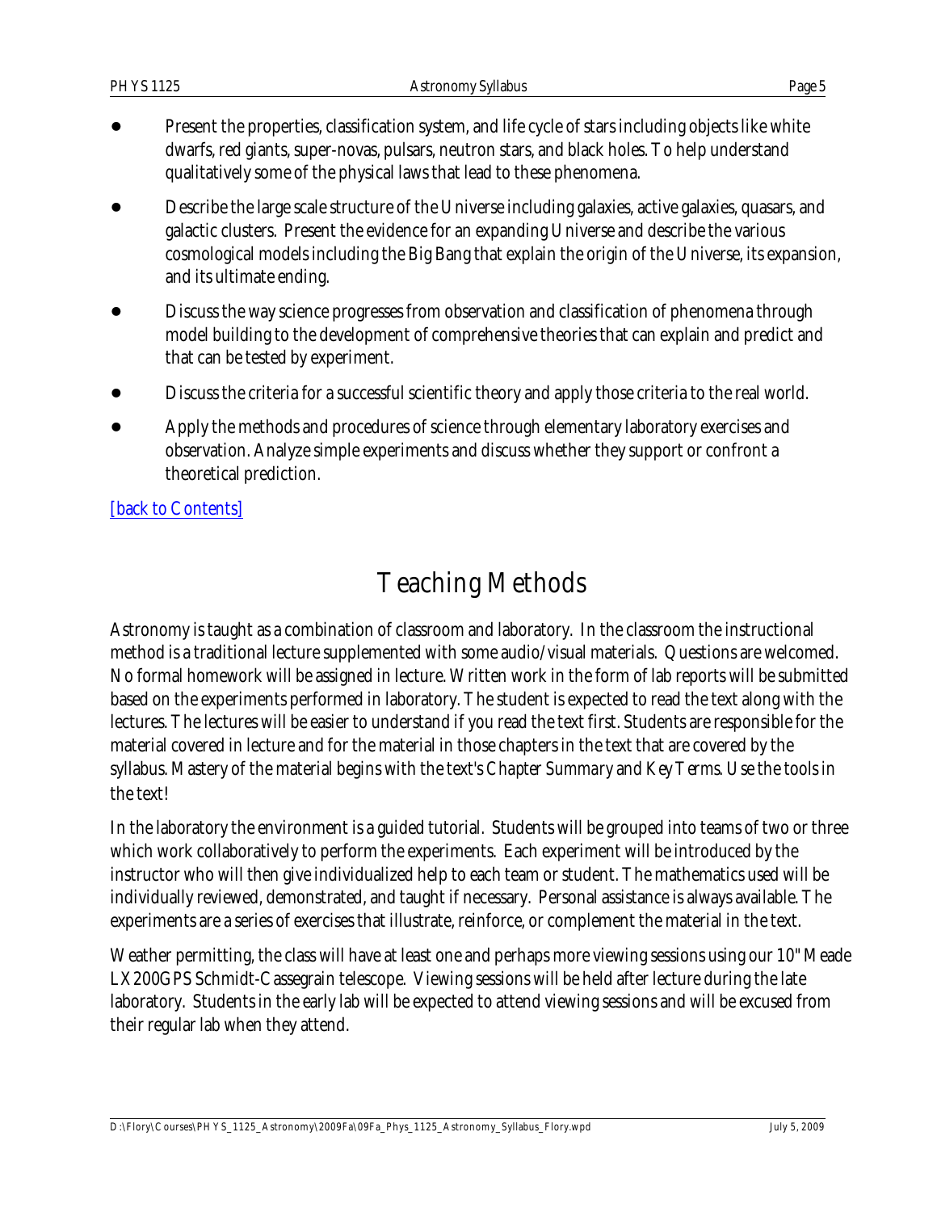- Present the properties, classification system, and life cycle of stars including objects like white dwarfs, red giants, super-novas, pulsars, neutron stars, and black holes. To help understand qualitatively some of the physical laws that lead to these phenomena.
- Describe the large scale structure of the Universe including galaxies, active galaxies, quasars, and galactic clusters. Present the evidence for an expanding Universe and describe the various cosmological models including the Big Bang that explain the origin of the Universe, its expansion, and its ultimate ending.
- Discuss the way science progresses from observation and classification of phenomena through model building to the development of comprehensive theories that can explain and predict and that can be tested by experiment.
- Discuss the criteria for a successful scientific theory and apply those criteria to the real world.
- Apply the methods and procedures of science through elementary laboratory exercises and observation. Analyze simple experiments and discuss whether they support or confront a theoretical prediction.

[back to Contents]

# Teaching Methods

Astronomy is taught as a combination of classroom and laboratory. In the classroom the instructional method is a traditional lecture supplemented with some audio/visual materials. Questions are welcomed. No formal homework will be assigned in lecture. Written work in the form of lab reports will be submitted based on the experiments performed in laboratory. The student is expected to read the text along with the lectures. The lectures will be easier to understand if you read the text first. Students are responsible for the material covered in lecture and for the material in those chapters in the text that are covered by the syllabus. Mastery of the material begins with the text's *Chapter Summary* and *Key Terms*. Use the tools in the text!

In the laboratory the environment is a guided tutorial. Students will be grouped into teams of two or three which work collaboratively to perform the experiments. Each experiment will be introduced by the instructor who will then give individualized help to each team or student. The mathematics used will be individually reviewed, demonstrated, and taught if necessary. Personal assistance is always available. The experiments are a series of exercises that illustrate, reinforce, or complement the material in the text.

Weather permitting, the class will have at least one and perhaps more viewing sessions using our 10" Meade LX200GPS Schmidt-Cassegrain telescope. Viewing sessions will be held after lecture during the late laboratory. Students in the early lab will be expected to attend viewing sessions and will be excused from their regular lab when they attend.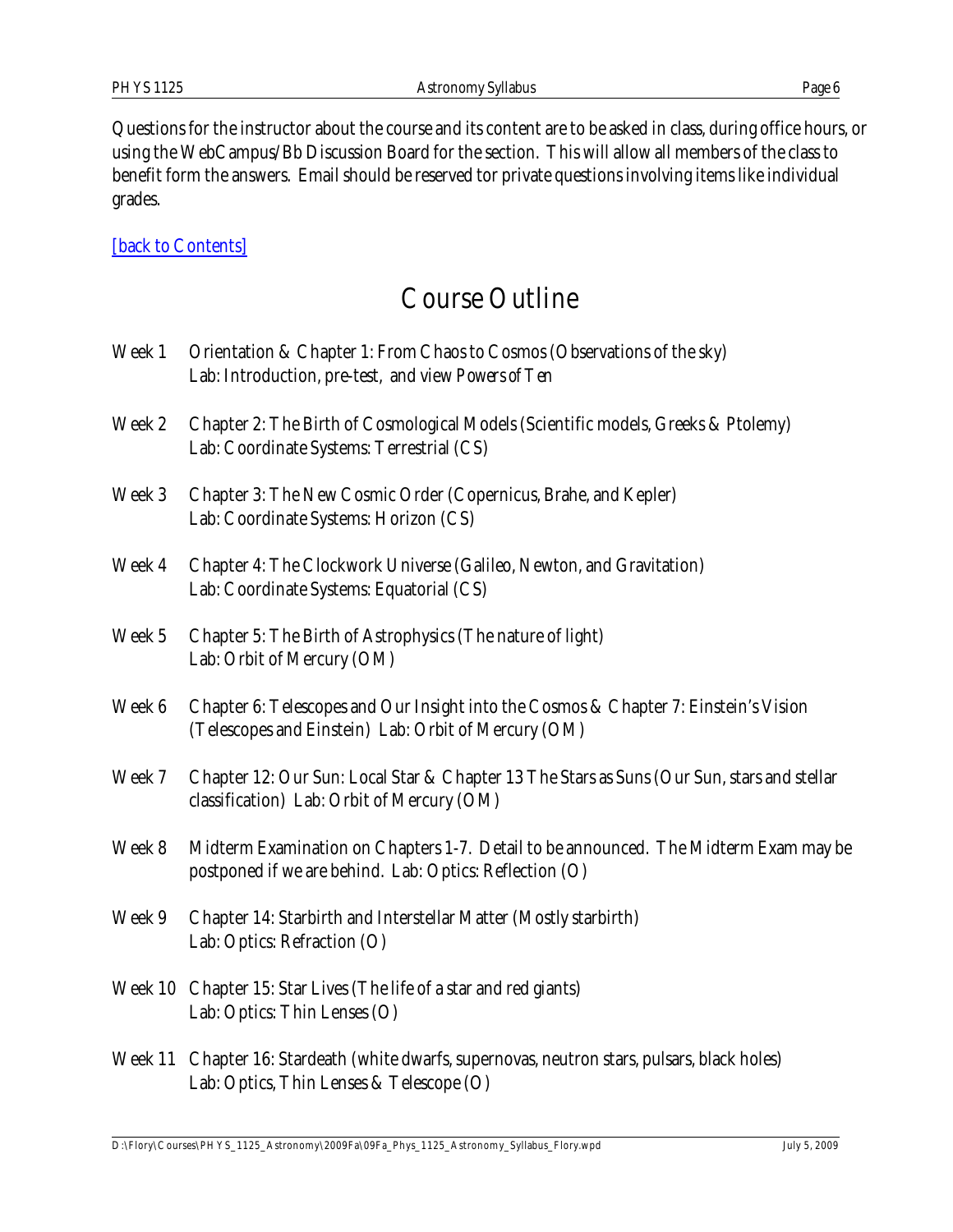Questions for the instructor about the course and its content are to be asked in class, during office hours, or using the WebCampus/Bb Discussion Board for the section. This will allow all members of the class to benefit form the answers. Email should be reserved tor private questions involving items like individual grades.

[back to Contents]

# Course Outline

Week 1 Orientation & Chapter 1: From Chaos to Cosmos (Observations of the sky)
Lab: Introduction, pre-test, and view *Powers of Ten*

Week 2 Chapter 2: The Birth of Cosmological Models (Scientific models, Greeks & Ptolemy)
Lab: Coordinate Systems: Terrestrial (CS)

Week 3 Chapter 3: The New Cosmic Order (Copernicus, Brahe, and Kepler)
Lab: Coordinate Systems: Horizon (CS)

Week 4 Chapter 4: The Clockwork Universe (Galileo, Newton, and Gravitation)
Lab: Coordinate Systems: Equatorial (CS)

Week 5 Chapter 5: The Birth of Astrophysics (The nature of light)
Lab: Orbit of Mercury (OM)

Week 6 Chapter 6: Telescopes and Our Insight into the Cosmos & Chapter 7: Einstein's Vision (Telescopes and Einstein) Lab: Orbit of Mercury (OM)

Week 7 Chapter 12: Our Sun: Local Star & Chapter 13 The Stars as Suns (Our Sun, stars and stellar classification) Lab: Orbit of Mercury (OM)

Week 8 Midterm Examination on Chapters 1-7. Detail to be announced. The Midterm Exam may be postponed if we are behind. Lab: Optics: Reflection (O)

Week 9 Chapter 14: Starbirth and Interstellar Matter (Mostly starbirth)
Lab: Optics: Refraction (O)

Week 10 Chapter 15: Star Lives (The life of a star and red giants)
Lab: Optics: Thin Lenses (O)

Week 11 Chapter 16: Stardeath (white dwarfs, supernovas, neutron stars, pulsars, black holes)
Lab: Optics, Thin Lenses & Telescope (O)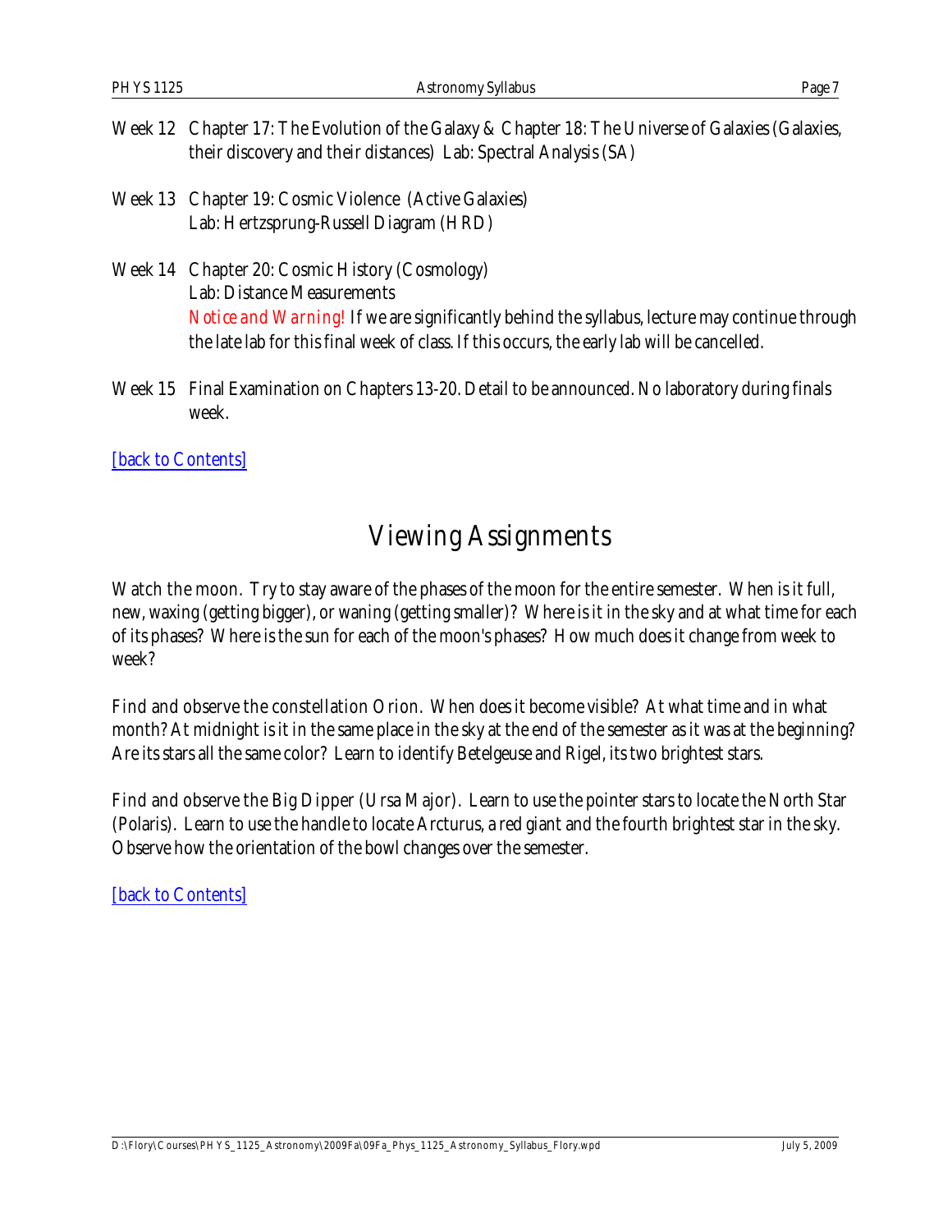Week 12 Chapter 17: The Evolution of the Galaxy & Chapter 18: The Universe of Galaxies (Galaxies, their discovery and their distances) Lab: Spectral Analysis (SA)

Week 13 Chapter 19: Cosmic Violence (Active Galaxies)
Lab: Hertzsprung-Russell Diagram (HRD)

Week 14 Chapter 20: Cosmic History (Cosmology)
Lab: Distance Measurements
*Notice and Warning!* If we are significantly behind the syllabus, lecture may continue through the late lab for this final week of class. If this occurs, the early lab will be cancelled.

Week 15 Final Examination on Chapters 13-20. Detail to be announced. No laboratory during finals week.

[back to Contents]

# Viewing Assignments

Watch the moon. Try to stay aware of the phases of the moon for the entire semester. When is it full, new, waxing (getting bigger), or waning (getting smaller)? Where is it in the sky and at what time for each of its phases? Where is the sun for each of the moon's phases? How much does it change from week to week?

Find and observe the constellation Orion. When does it become visible? At what time and in what month? At midnight is it in the same place in the sky at the end of the semester as it was at the beginning? Are its stars all the same color? Learn to identify Betelgeuse and Rigel, its two brightest stars.

Find and observe the Big Dipper (Ursa Major). Learn to use the pointer stars to locate the North Star (Polaris). Learn to use the handle to locate Arcturus, a red giant and the fourth brightest star in the sky. Observe how the orientation of the bowl changes over the semester.

[back to Contents]